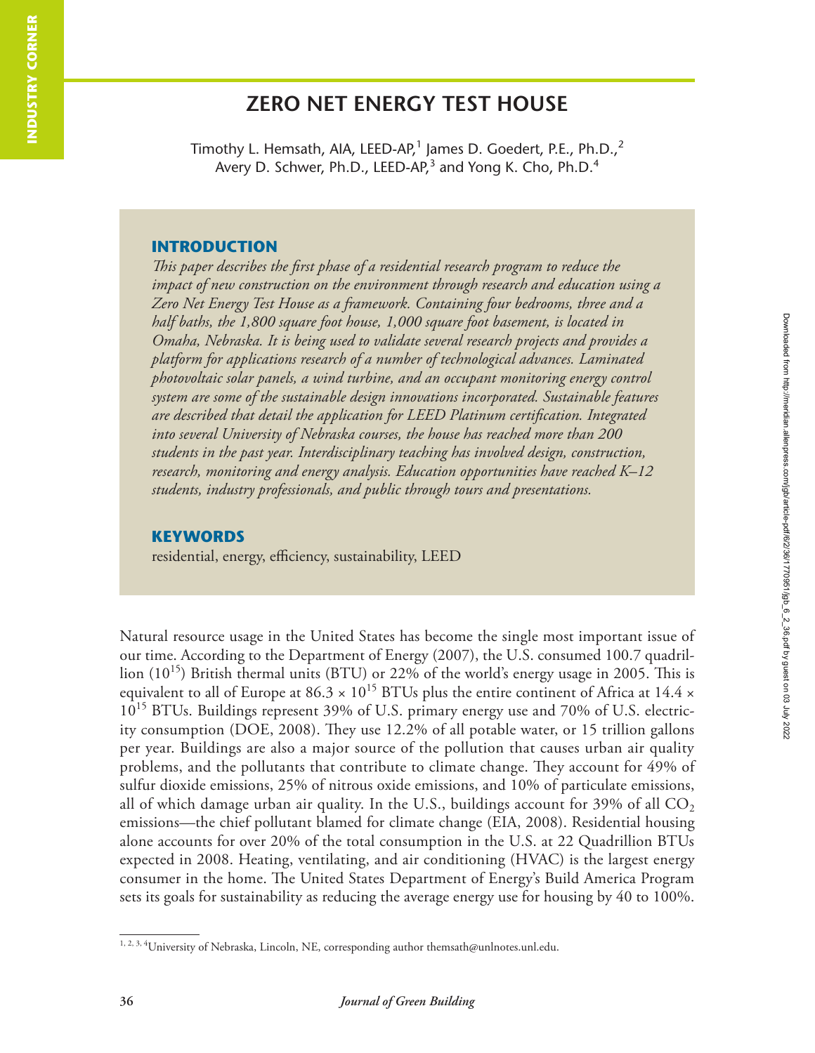# ZERO NET ENERGY TEST HOUSE

Timothy L. Hemsath, AIA, LEED-AP,[1] James D. Goedert, P.E., Ph.D.,[2] Avery D. Schwer, Ph.D., LEED-AP,[3] and Yong K. Cho, Ph.D.[4]

## INTRODUCTION

*This paper describes the first phase of a residential research program to reduce the impact of new construction on the environment through research and education using a Zero Net Energy Test House as a framework. Containing four bedrooms, three and a half baths, the 1,800 square foot house, 1,000 square foot basement, is located in Omaha, Nebraska. It is being used to validate several research projects and provides a platform for applications research of a number of technological advances. Laminated photovoltaic solar panels, a wind turbine, and an occupant monitoring energy control system are some of the sustainable design innovations incorporated. Sustainable features are described that detail the application for LEED Platinum certification. Integrated into several University of Nebraska courses, the house has reached more than 200 students in the past year. Interdisciplinary teaching has involved design, construction, research, monitoring and energy analysis. Education opportunities have reached K–12 students, industry professionals, and public through tours and presentations.*

## KEYWORDS

residential, energy, efficiency, sustainability, LEED

Natural resource usage in the United States has become the single most important issue of our time. According to the Department of Energy (2007), the U.S. consumed 100.7 quadrillion ($10^{15}$) British thermal units (BTU) or 22% of the world's energy usage in 2005. This is equivalent to all of Europe at $86.3 \times 10^{15}$ BTUs plus the entire continent of Africa at $14.4 \times 10^{15}$ BTUs. Buildings represent 39% of U.S. primary energy use and 70% of U.S. electricity consumption (DOE, 2008). They use 12.2% of all potable water, or 15 trillion gallons per year. Buildings are also a major source of the pollution that causes urban air quality problems, and the pollutants that contribute to climate change. They account for 49% of sulfur dioxide emissions, 25% of nitrous oxide emissions, and 10% of particulate emissions, all of which damage urban air quality. In the U.S., buildings account for 39% of all $CO_2$ emissions—the chief pollutant blamed for climate change (EIA, 2008). Residential housing alone accounts for over 20% of the total consumption in the U.S. at 22 Quadrillion BTUs expected in 2008. Heating, ventilating, and air conditioning (HVAC) is the largest energy consumer in the home. The United States Department of Energy's Build America Program sets its goals for sustainability as reducing the average energy use for housing by 40 to 100%.

---

[1, 2, 3, 4] University of Nebraska, Lincoln, NE, corresponding author themsath@unlnotes.unl.edu.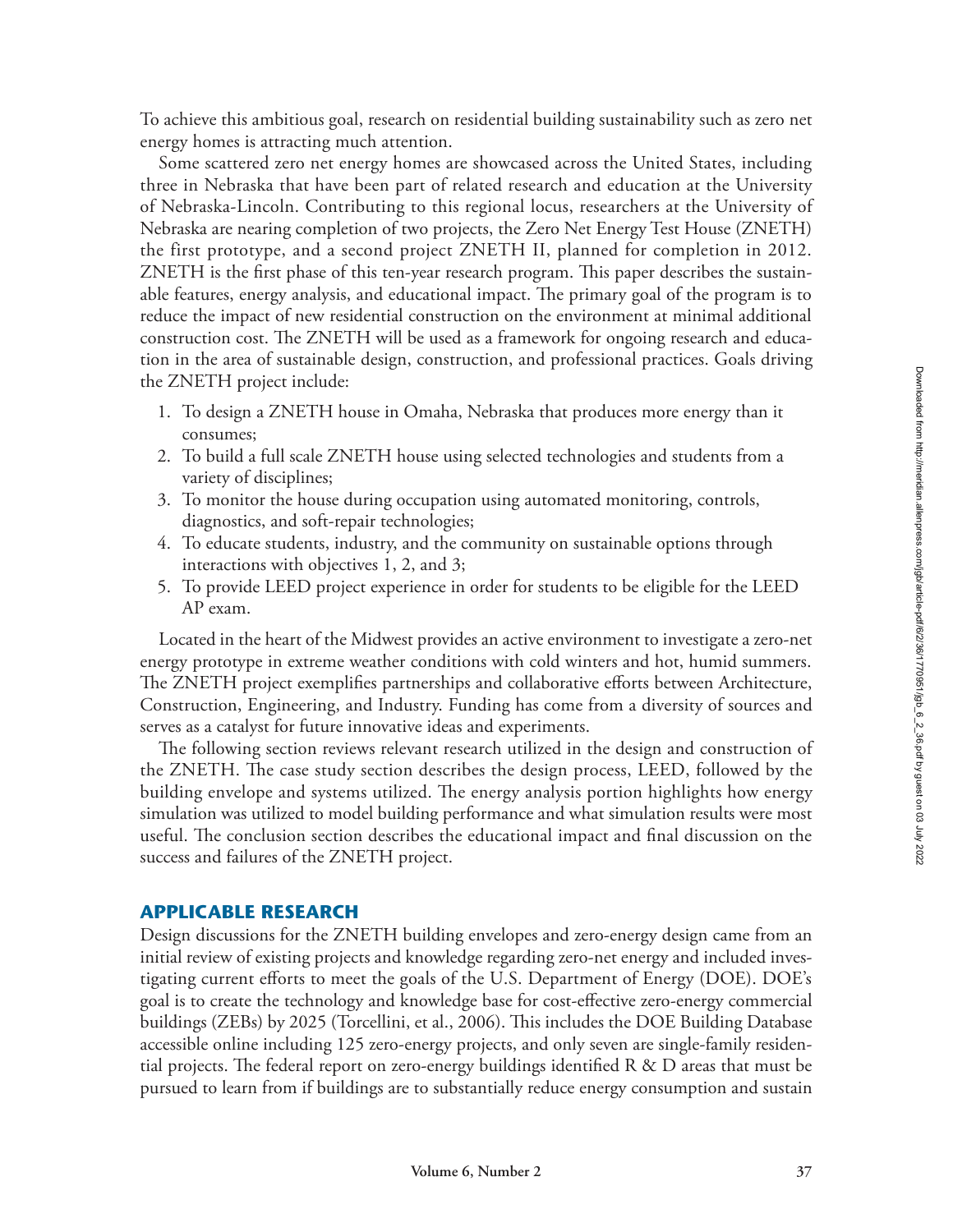To achieve this ambitious goal, research on residential building sustainability such as zero net energy homes is attracting much attention.

Some scattered zero net energy homes are showcased across the United States, including three in Nebraska that have been part of related research and education at the University of Nebraska-Lincoln. Contributing to this regional locus, researchers at the University of Nebraska are nearing completion of two projects, the Zero Net Energy Test House (ZNETH) the first prototype, and a second project ZNETH II, planned for completion in 2012. ZNETH is the first phase of this ten-year research program. This paper describes the sustainable features, energy analysis, and educational impact. The primary goal of the program is to reduce the impact of new residential construction on the environment at minimal additional construction cost. The ZNETH will be used as a framework for ongoing research and education in the area of sustainable design, construction, and professional practices. Goals driving the ZNETH project include:

1. To design a ZNETH house in Omaha, Nebraska that produces more energy than it consumes;
2. To build a full scale ZNETH house using selected technologies and students from a variety of disciplines;
3. To monitor the house during occupation using automated monitoring, controls, diagnostics, and soft-repair technologies;
4. To educate students, industry, and the community on sustainable options through interactions with objectives 1, 2, and 3;
5. To provide LEED project experience in order for students to be eligible for the LEED AP exam.

Located in the heart of the Midwest provides an active environment to investigate a zero-net energy prototype in extreme weather conditions with cold winters and hot, humid summers. The ZNETH project exemplifies partnerships and collaborative efforts between Architecture, Construction, Engineering, and Industry. Funding has come from a diversity of sources and serves as a catalyst for future innovative ideas and experiments.

The following section reviews relevant research utilized in the design and construction of the ZNETH. The case study section describes the design process, LEED, followed by the building envelope and systems utilized. The energy analysis portion highlights how energy simulation was utilized to model building performance and what simulation results were most useful. The conclusion section describes the educational impact and final discussion on the success and failures of the ZNETH project.

## APPLICABLE RESEARCH

Design discussions for the ZNETH building envelopes and zero-energy design came from an initial review of existing projects and knowledge regarding zero-net energy and included investigating current efforts to meet the goals of the U.S. Department of Energy (DOE). DOE's goal is to create the technology and knowledge base for cost-effective zero-energy commercial buildings (ZEBs) by 2025 (Torcellini, et al., 2006). This includes the DOE Building Database accessible online including 125 zero-energy projects, and only seven are single-family residential projects. The federal report on zero-energy buildings identified R & D areas that must be pursued to learn from if buildings are to substantially reduce energy consumption and sustain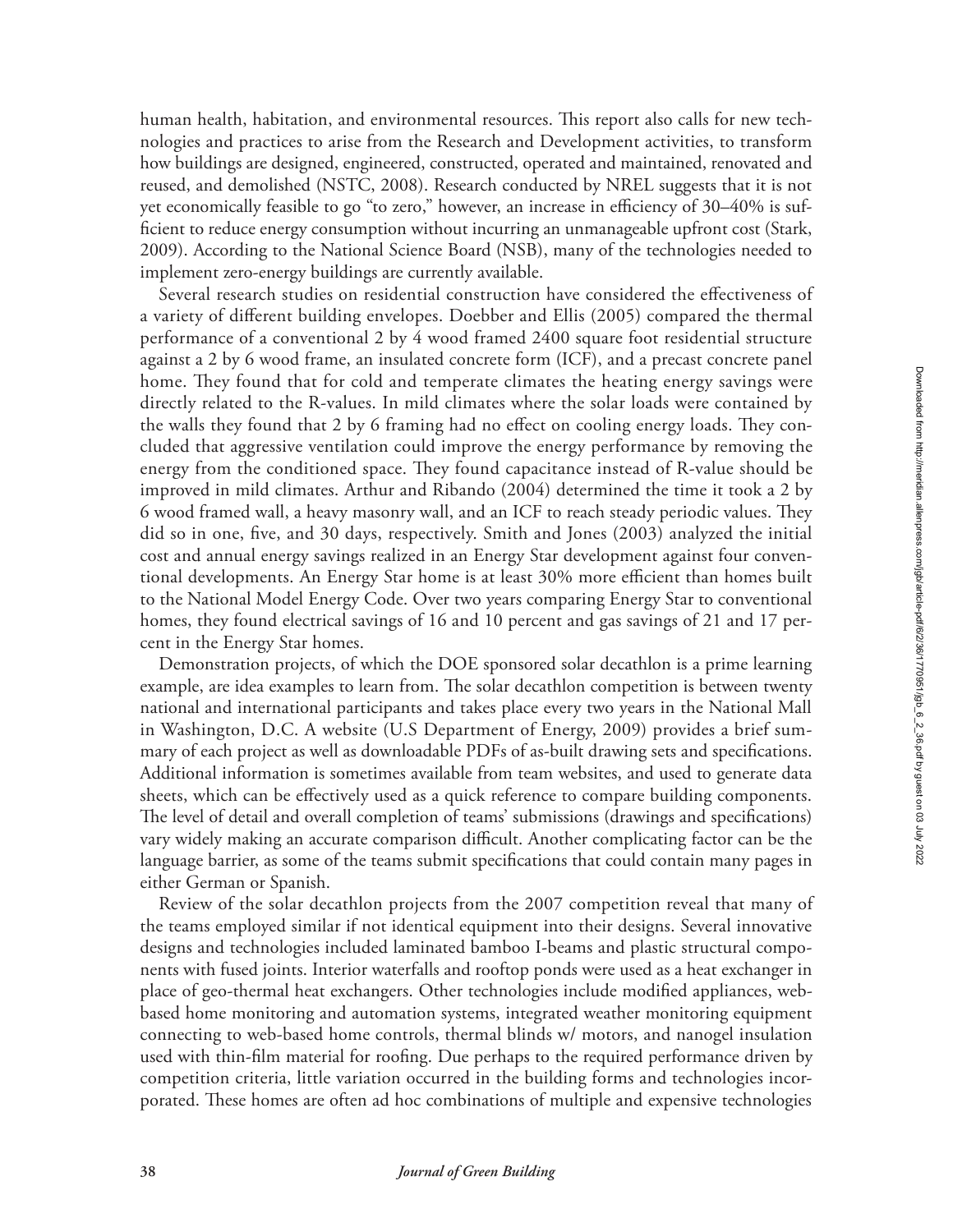human health, habitation, and environmental resources. This report also calls for new technologies and practices to arise from the Research and Development activities, to transform how buildings are designed, engineered, constructed, operated and maintained, renovated and reused, and demolished (NSTC, 2008). Research conducted by NREL suggests that it is not yet economically feasible to go "to zero," however, an increase in efficiency of 30–40% is sufficient to reduce energy consumption without incurring an unmanageable upfront cost (Stark, 2009). According to the National Science Board (NSB), many of the technologies needed to implement zero-energy buildings are currently available.

Several research studies on residential construction have considered the effectiveness of a variety of different building envelopes. Doebber and Ellis (2005) compared the thermal performance of a conventional 2 by 4 wood framed 2400 square foot residential structure against a 2 by 6 wood frame, an insulated concrete form (ICF), and a precast concrete panel home. They found that for cold and temperate climates the heating energy savings were directly related to the R-values. In mild climates where the solar loads were contained by the walls they found that 2 by 6 framing had no effect on cooling energy loads. They concluded that aggressive ventilation could improve the energy performance by removing the energy from the conditioned space. They found capacitance instead of R-value should be improved in mild climates. Arthur and Ribando (2004) determined the time it took a 2 by 6 wood framed wall, a heavy masonry wall, and an ICF to reach steady periodic values. They did so in one, five, and 30 days, respectively. Smith and Jones (2003) analyzed the initial cost and annual energy savings realized in an Energy Star development against four conventional developments. An Energy Star home is at least 30% more efficient than homes built to the National Model Energy Code. Over two years comparing Energy Star to conventional homes, they found electrical savings of 16 and 10 percent and gas savings of 21 and 17 percent in the Energy Star homes.

Demonstration projects, of which the DOE sponsored solar decathlon is a prime learning example, are idea examples to learn from. The solar decathlon competition is between twenty national and international participants and takes place every two years in the National Mall in Washington, D.C. A website (U.S Department of Energy, 2009) provides a brief summary of each project as well as downloadable PDFs of as-built drawing sets and specifications. Additional information is sometimes available from team websites, and used to generate data sheets, which can be effectively used as a quick reference to compare building components. The level of detail and overall completion of teams' submissions (drawings and specifications) vary widely making an accurate comparison difficult. Another complicating factor can be the language barrier, as some of the teams submit specifications that could contain many pages in either German or Spanish.

Review of the solar decathlon projects from the 2007 competition reveal that many of the teams employed similar if not identical equipment into their designs. Several innovative designs and technologies included laminated bamboo I-beams and plastic structural components with fused joints. Interior waterfalls and rooftop ponds were used as a heat exchanger in place of geo-thermal heat exchangers. Other technologies include modified appliances, web-based home monitoring and automation systems, integrated weather monitoring equipment connecting to web-based home controls, thermal blinds w/ motors, and nanogel insulation used with thin-film material for roofing. Due perhaps to the required performance driven by competition criteria, little variation occurred in the building forms and technologies incorporated. These homes are often ad hoc combinations of multiple and expensive technologies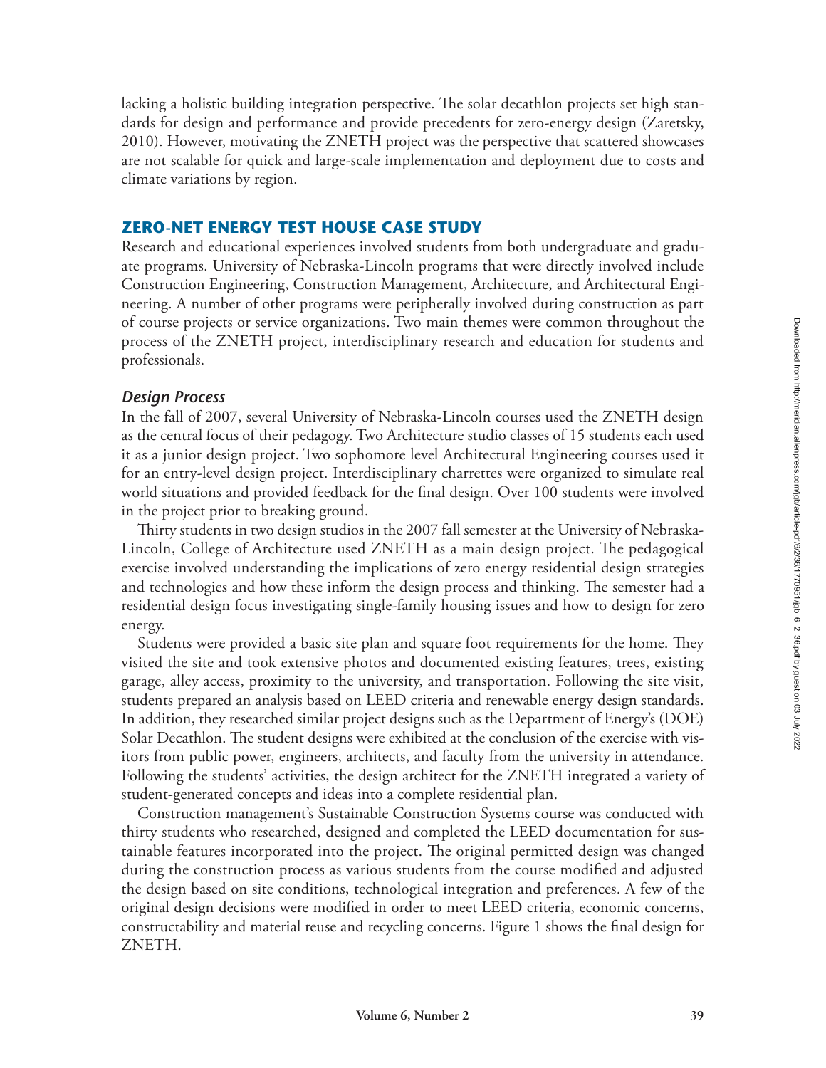lacking a holistic building integration perspective. The solar decathlon projects set high standards for design and performance and provide precedents for zero-energy design (Zaretsky, 2010). However, motivating the ZNETH project was the perspective that scattered showcases are not scalable for quick and large-scale implementation and deployment due to costs and climate variations by region.

## ZERO-NET ENERGY TEST HOUSE CASE STUDY

Research and educational experiences involved students from both undergraduate and graduate programs. University of Nebraska-Lincoln programs that were directly involved include Construction Engineering, Construction Management, Architecture, and Architectural Engineering. A number of other programs were peripherally involved during construction as part of course projects or service organizations. Two main themes were common throughout the process of the ZNETH project, interdisciplinary research and education for students and professionals.

### *Design Process*

In the fall of 2007, several University of Nebraska-Lincoln courses used the ZNETH design as the central focus of their pedagogy. Two Architecture studio classes of 15 students each used it as a junior design project. Two sophomore level Architectural Engineering courses used it for an entry-level design project. Interdisciplinary charrettes were organized to simulate real world situations and provided feedback for the final design. Over 100 students were involved in the project prior to breaking ground.

Thirty students in two design studios in the 2007 fall semester at the University of Nebraska-Lincoln, College of Architecture used ZNETH as a main design project. The pedagogical exercise involved understanding the implications of zero energy residential design strategies and technologies and how these inform the design process and thinking. The semester had a residential design focus investigating single-family housing issues and how to design for zero energy.

Students were provided a basic site plan and square foot requirements for the home. They visited the site and took extensive photos and documented existing features, trees, existing garage, alley access, proximity to the university, and transportation. Following the site visit, students prepared an analysis based on LEED criteria and renewable energy design standards. In addition, they researched similar project designs such as the Department of Energy's (DOE) Solar Decathlon. The student designs were exhibited at the conclusion of the exercise with visitors from public power, engineers, architects, and faculty from the university in attendance. Following the students' activities, the design architect for the ZNETH integrated a variety of student-generated concepts and ideas into a complete residential plan.

Construction management's Sustainable Construction Systems course was conducted with thirty students who researched, designed and completed the LEED documentation for sustainable features incorporated into the project. The original permitted design was changed during the construction process as various students from the course modified and adjusted the design based on site conditions, technological integration and preferences. A few of the original design decisions were modified in order to meet LEED criteria, economic concerns, constructability and material reuse and recycling concerns. Figure 1 shows the final design for ZNETH.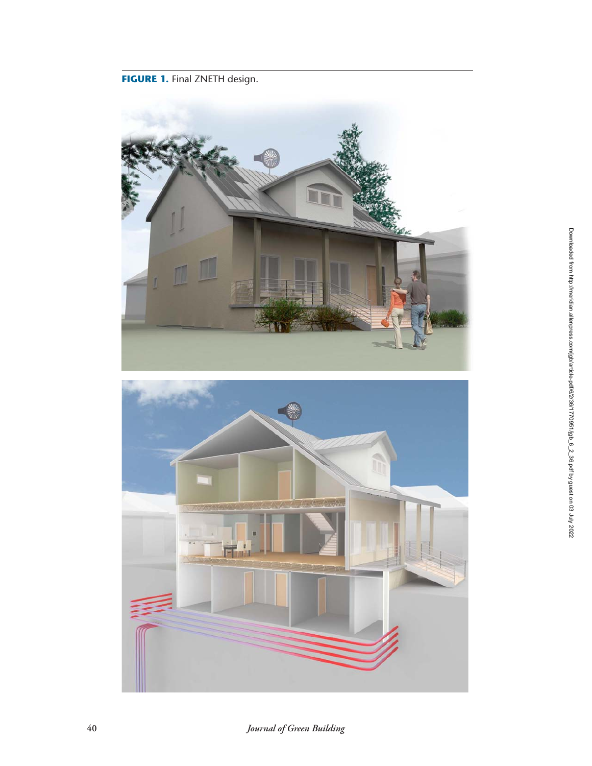**FIGURE 1.** Final ZNETH design.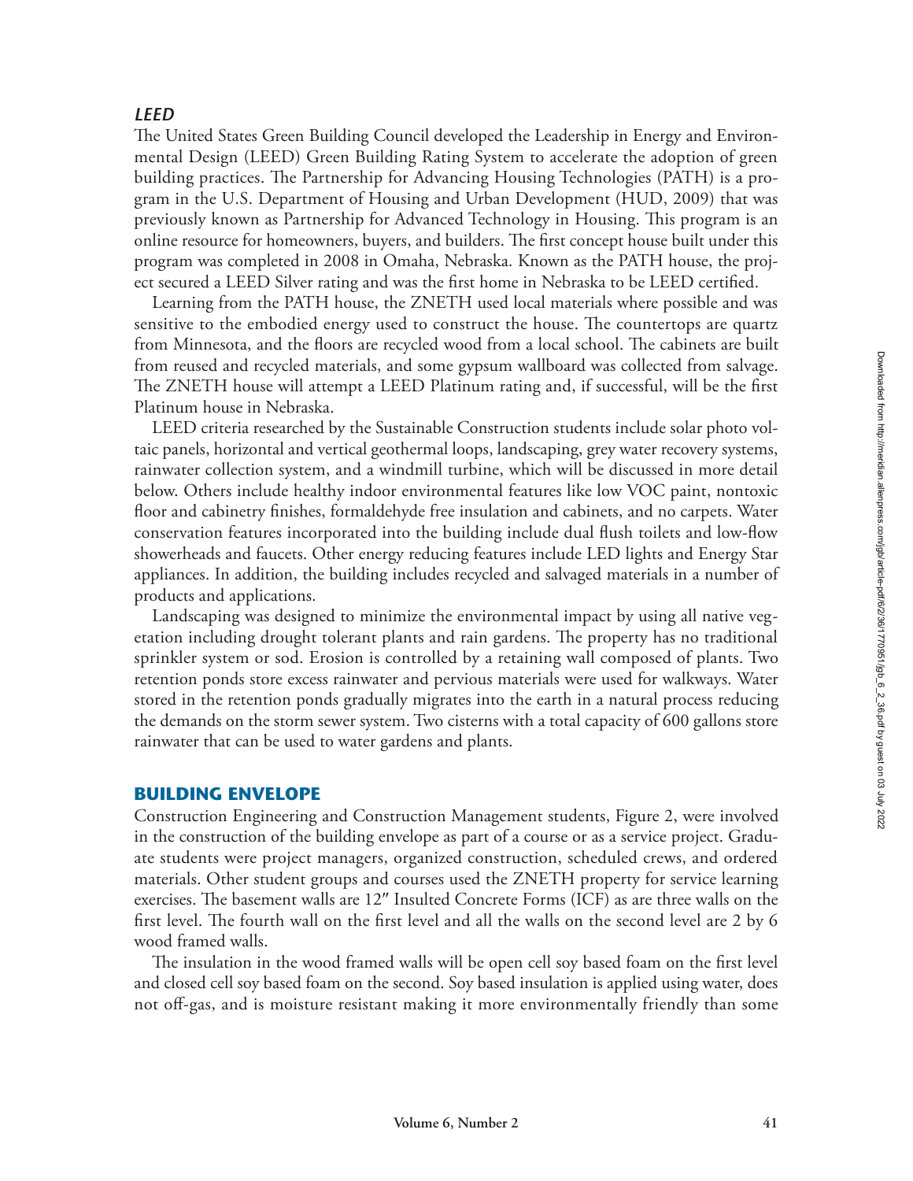### *LEED*

The United States Green Building Council developed the Leadership in Energy and Environmental Design (LEED) Green Building Rating System to accelerate the adoption of green building practices. The Partnership for Advancing Housing Technologies (PATH) is a program in the U.S. Department of Housing and Urban Development (HUD, 2009) that was previously known as Partnership for Advanced Technology in Housing. This program is an online resource for homeowners, buyers, and builders. The first concept house built under this program was completed in 2008 in Omaha, Nebraska. Known as the PATH house, the project secured a LEED Silver rating and was the first home in Nebraska to be LEED certified.

Learning from the PATH house, the ZNETH used local materials where possible and was sensitive to the embodied energy used to construct the house. The countertops are quartz from Minnesota, and the floors are recycled wood from a local school. The cabinets are built from reused and recycled materials, and some gypsum wallboard was collected from salvage. The ZNETH house will attempt a LEED Platinum rating and, if successful, will be the first Platinum house in Nebraska.

LEED criteria researched by the Sustainable Construction students include solar photo voltaic panels, horizontal and vertical geothermal loops, landscaping, grey water recovery systems, rainwater collection system, and a windmill turbine, which will be discussed in more detail below. Others include healthy indoor environmental features like low VOC paint, nontoxic floor and cabinetry finishes, formaldehyde free insulation and cabinets, and no carpets. Water conservation features incorporated into the building include dual flush toilets and low-flow showerheads and faucets. Other energy reducing features include LED lights and Energy Star appliances. In addition, the building includes recycled and salvaged materials in a number of products and applications.

Landscaping was designed to minimize the environmental impact by using all native vegetation including drought tolerant plants and rain gardens. The property has no traditional sprinkler system or sod. Erosion is controlled by a retaining wall composed of plants. Two retention ponds store excess rainwater and pervious materials were used for walkways. Water stored in the retention ponds gradually migrates into the earth in a natural process reducing the demands on the storm sewer system. Two cisterns with a total capacity of 600 gallons store rainwater that can be used to water gardens and plants.

## BUILDING ENVELOPE

Construction Engineering and Construction Management students, Figure 2, were involved in the construction of the building envelope as part of a course or as a service project. Graduate students were project managers, organized construction, scheduled crews, and ordered materials. Other student groups and courses used the ZNETH property for service learning exercises. The basement walls are 12″ Insulted Concrete Forms (ICF) as are three walls on the first level. The fourth wall on the first level and all the walls on the second level are 2 by 6 wood framed walls.

The insulation in the wood framed walls will be open cell soy based foam on the first level and closed cell soy based foam on the second. Soy based insulation is applied using water, does not off-gas, and is moisture resistant making it more environmentally friendly than some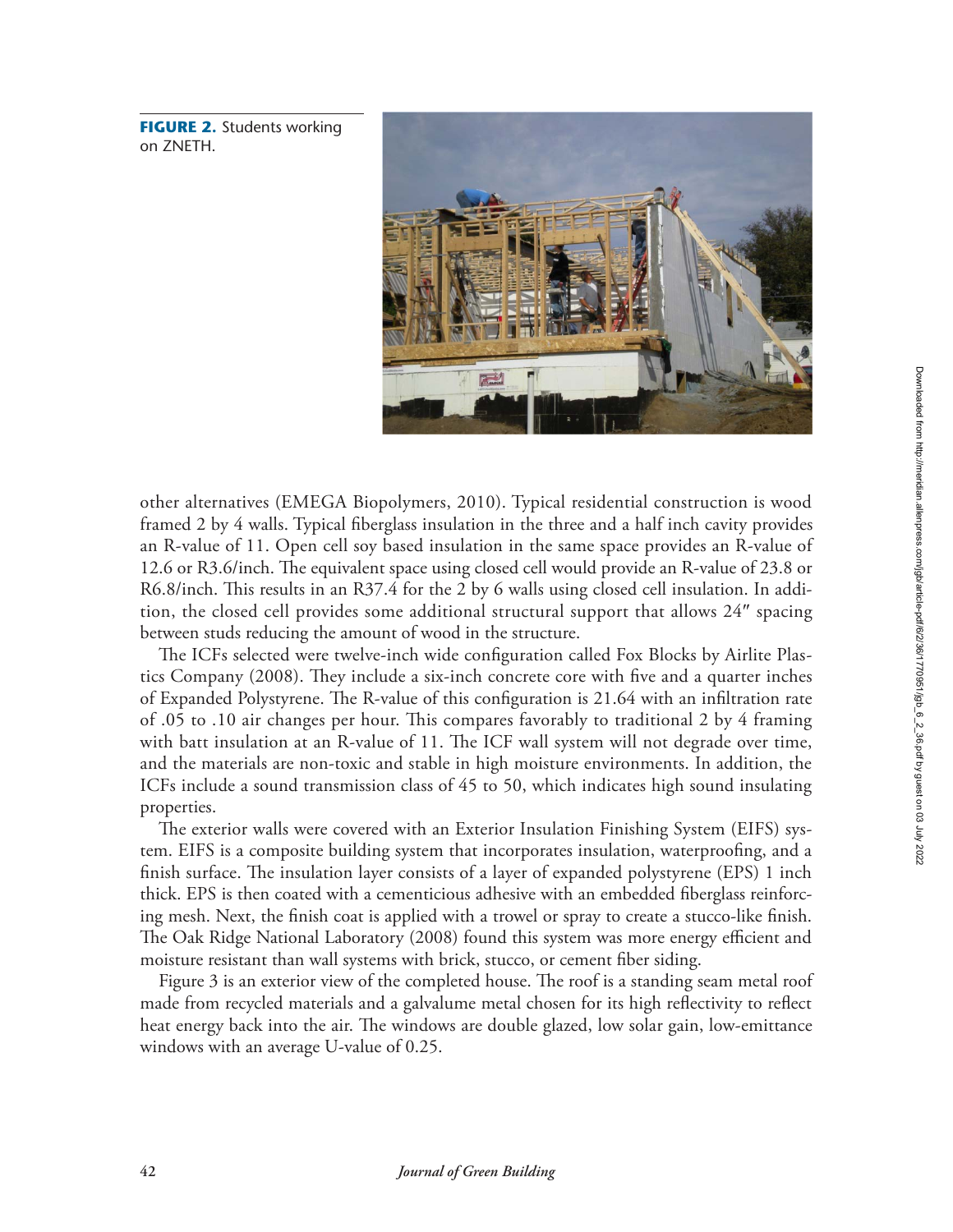**FIGURE 2.** Students working on ZNETH.

other alternatives (EMEGA Biopolymers, 2010). Typical residential construction is wood framed 2 by 4 walls. Typical fiberglass insulation in the three and a half inch cavity provides an R-value of 11. Open cell soy based insulation in the same space provides an R-value of 12.6 or R3.6/inch. The equivalent space using closed cell would provide an R-value of 23.8 or R6.8/inch. This results in an R37.4 for the 2 by 6 walls using closed cell insulation. In addition, the closed cell provides some additional structural support that allows 24″ spacing between studs reducing the amount of wood in the structure.

The ICFs selected were twelve-inch wide configuration called Fox Blocks by Airlite Plastics Company (2008). They include a six-inch concrete core with five and a quarter inches of Expanded Polystyrene. The R-value of this configuration is 21.64 with an infiltration rate of .05 to .10 air changes per hour. This compares favorably to traditional 2 by 4 framing with batt insulation at an R-value of 11. The ICF wall system will not degrade over time, and the materials are non-toxic and stable in high moisture environments. In addition, the ICFs include a sound transmission class of 45 to 50, which indicates high sound insulating properties.

The exterior walls were covered with an Exterior Insulation Finishing System (EIFS) system. EIFS is a composite building system that incorporates insulation, waterproofing, and a finish surface. The insulation layer consists of a layer of expanded polystyrene (EPS) 1 inch thick. EPS is then coated with a cementicious adhesive with an embedded fiberglass reinforcing mesh. Next, the finish coat is applied with a trowel or spray to create a stucco-like finish. The Oak Ridge National Laboratory (2008) found this system was more energy efficient and moisture resistant than wall systems with brick, stucco, or cement fiber siding.

Figure 3 is an exterior view of the completed house. The roof is a standing seam metal roof made from recycled materials and a galvalume metal chosen for its high reflectivity to reflect heat energy back into the air. The windows are double glazed, low solar gain, low-emittance windows with an average U-value of 0.25.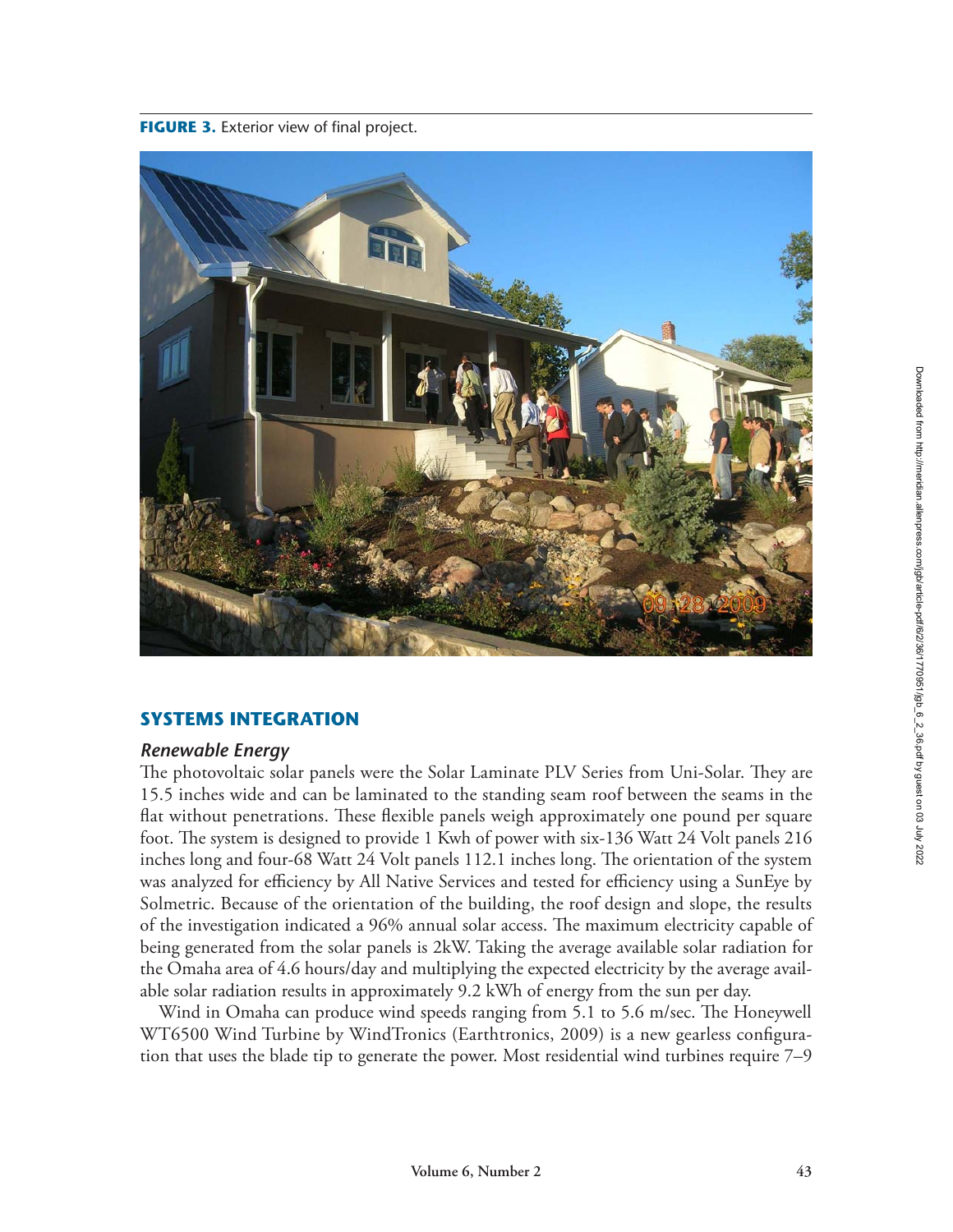**FIGURE 3.** Exterior view of final project.

## SYSTEMS INTEGRATION

### *Renewable Energy*

The photovoltaic solar panels were the Solar Laminate PLV Series from Uni-Solar. They are 15.5 inches wide and can be laminated to the standing seam roof between the seams in the flat without penetrations. These flexible panels weigh approximately one pound per square foot. The system is designed to provide 1 Kwh of power with six-136 Watt 24 Volt panels 216 inches long and four-68 Watt 24 Volt panels 112.1 inches long. The orientation of the system was analyzed for efficiency by All Native Services and tested for efficiency using a SunEye by Solmetric. Because of the orientation of the building, the roof design and slope, the results of the investigation indicated a 96% annual solar access. The maximum electricity capable of being generated from the solar panels is 2kW. Taking the average available solar radiation for the Omaha area of 4.6 hours/day and multiplying the expected electricity by the average available solar radiation results in approximately 9.2 kWh of energy from the sun per day.

Wind in Omaha can produce wind speeds ranging from 5.1 to 5.6 m/sec. The Honeywell WT6500 Wind Turbine by WindTronics (Earthtronics, 2009) is a new gearless configuration that uses the blade tip to generate the power. Most residential wind turbines require 7–9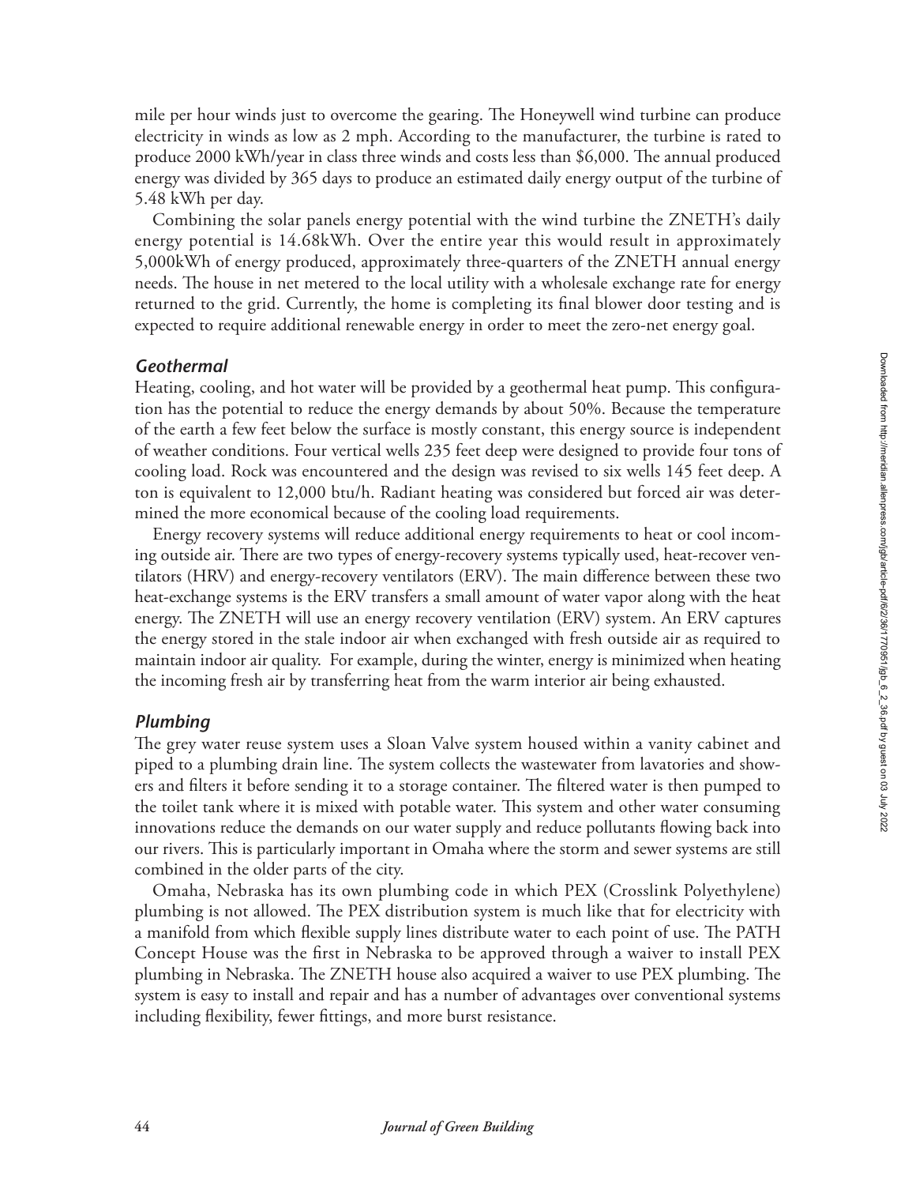mile per hour winds just to overcome the gearing. The Honeywell wind turbine can produce electricity in winds as low as 2 mph. According to the manufacturer, the turbine is rated to produce 2000 kWh/year in class three winds and costs less than $6,000. The annual produced energy was divided by 365 days to produce an estimated daily energy output of the turbine of 5.48 kWh per day.

Combining the solar panels energy potential with the wind turbine the ZNETH's daily energy potential is 14.68kWh. Over the entire year this would result in approximately 5,000kWh of energy produced, approximately three-quarters of the ZNETH annual energy needs. The house in net metered to the local utility with a wholesale exchange rate for energy returned to the grid. Currently, the home is completing its final blower door testing and is expected to require additional renewable energy in order to meet the zero-net energy goal.

### *Geothermal*

Heating, cooling, and hot water will be provided by a geothermal heat pump. This configuration has the potential to reduce the energy demands by about 50%. Because the temperature of the earth a few feet below the surface is mostly constant, this energy source is independent of weather conditions. Four vertical wells 235 feet deep were designed to provide four tons of cooling load. Rock was encountered and the design was revised to six wells 145 feet deep. A ton is equivalent to 12,000 btu/h. Radiant heating was considered but forced air was determined the more economical because of the cooling load requirements.

Energy recovery systems will reduce additional energy requirements to heat or cool incoming outside air. There are two types of energy-recovery systems typically used, heat-recover ventilators (HRV) and energy-recovery ventilators (ERV). The main difference between these two heat-exchange systems is the ERV transfers a small amount of water vapor along with the heat energy. The ZNETH will use an energy recovery ventilation (ERV) system. An ERV captures the energy stored in the stale indoor air when exchanged with fresh outside air as required to maintain indoor air quality. For example, during the winter, energy is minimized when heating the incoming fresh air by transferring heat from the warm interior air being exhausted.

### *Plumbing*

The grey water reuse system uses a Sloan Valve system housed within a vanity cabinet and piped to a plumbing drain line. The system collects the wastewater from lavatories and showers and filters it before sending it to a storage container. The filtered water is then pumped to the toilet tank where it is mixed with potable water. This system and other water consuming innovations reduce the demands on our water supply and reduce pollutants flowing back into our rivers. This is particularly important in Omaha where the storm and sewer systems are still combined in the older parts of the city.

Omaha, Nebraska has its own plumbing code in which PEX (Crosslink Polyethylene) plumbing is not allowed. The PEX distribution system is much like that for electricity with a manifold from which flexible supply lines distribute water to each point of use. The PATH Concept House was the first in Nebraska to be approved through a waiver to install PEX plumbing in Nebraska. The ZNETH house also acquired a waiver to use PEX plumbing. The system is easy to install and repair and has a number of advantages over conventional systems including flexibility, fewer fittings, and more burst resistance.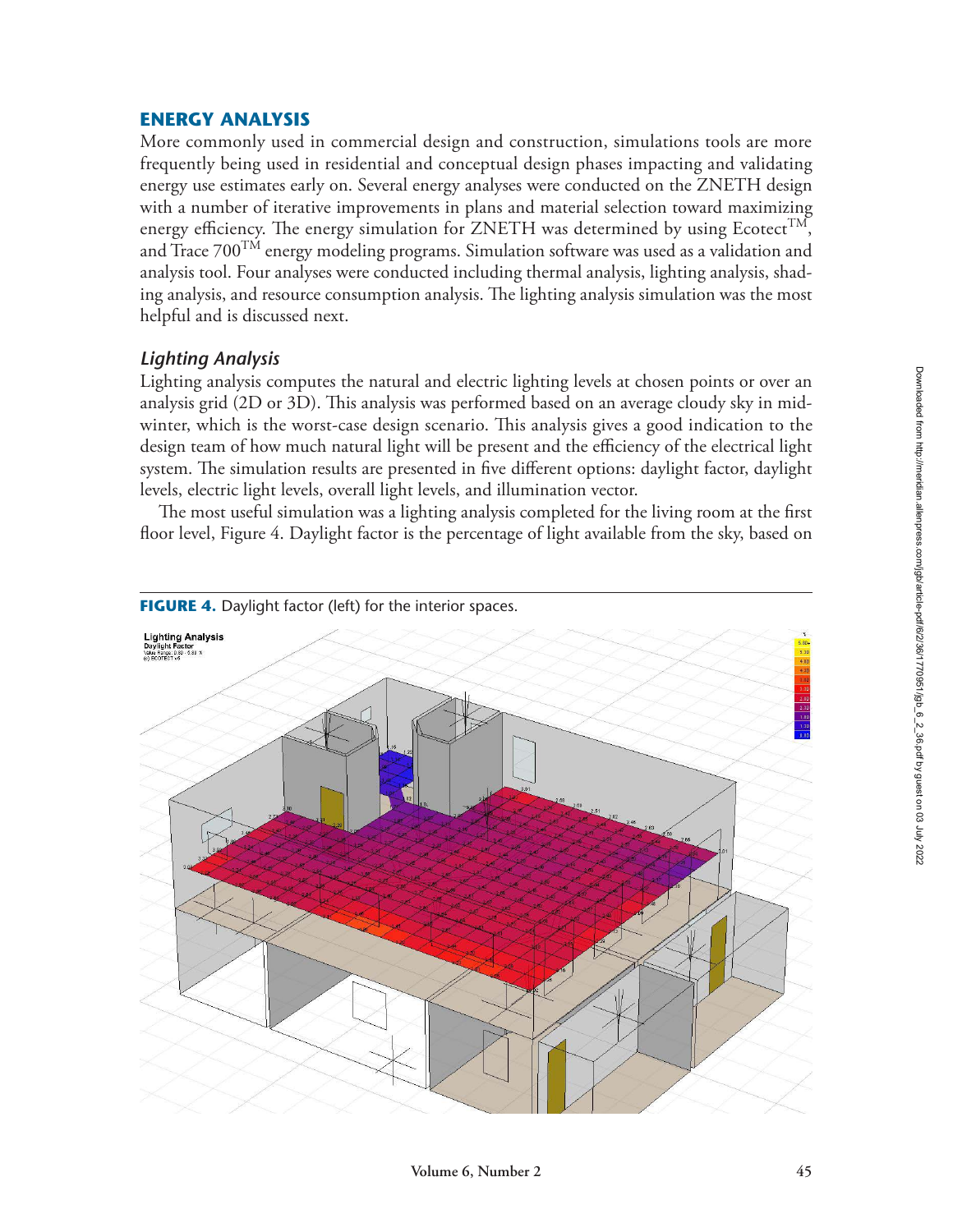## ENERGY ANALYSIS

More commonly used in commercial design and construction, simulations tools are more frequently being used in residential and conceptual design phases impacting and validating energy use estimates early on. Several energy analyses were conducted on the ZNETH design with a number of iterative improvements in plans and material selection toward maximizing energy efficiency. The energy simulation for ZNETH was determined by using Ecotect™, and Trace 700™ energy modeling programs. Simulation software was used as a validation and analysis tool. Four analyses were conducted including thermal analysis, lighting analysis, shading analysis, and resource consumption analysis. The lighting analysis simulation was the most helpful and is discussed next.

### *Lighting Analysis*

Lighting analysis computes the natural and electric lighting levels at chosen points or over an analysis grid (2D or 3D). This analysis was performed based on an average cloudy sky in midwinter, which is the worst-case design scenario. This analysis gives a good indication to the design team of how much natural light will be present and the efficiency of the electrical light system. The simulation results are presented in five different options: daylight factor, daylight levels, electric light levels, overall light levels, and illumination vector.

The most useful simulation was a lighting analysis completed for the living room at the first floor level, Figure 4. Daylight factor is the percentage of light available from the sky, based on

**FIGURE 4.** Daylight factor (left) for the interior spaces.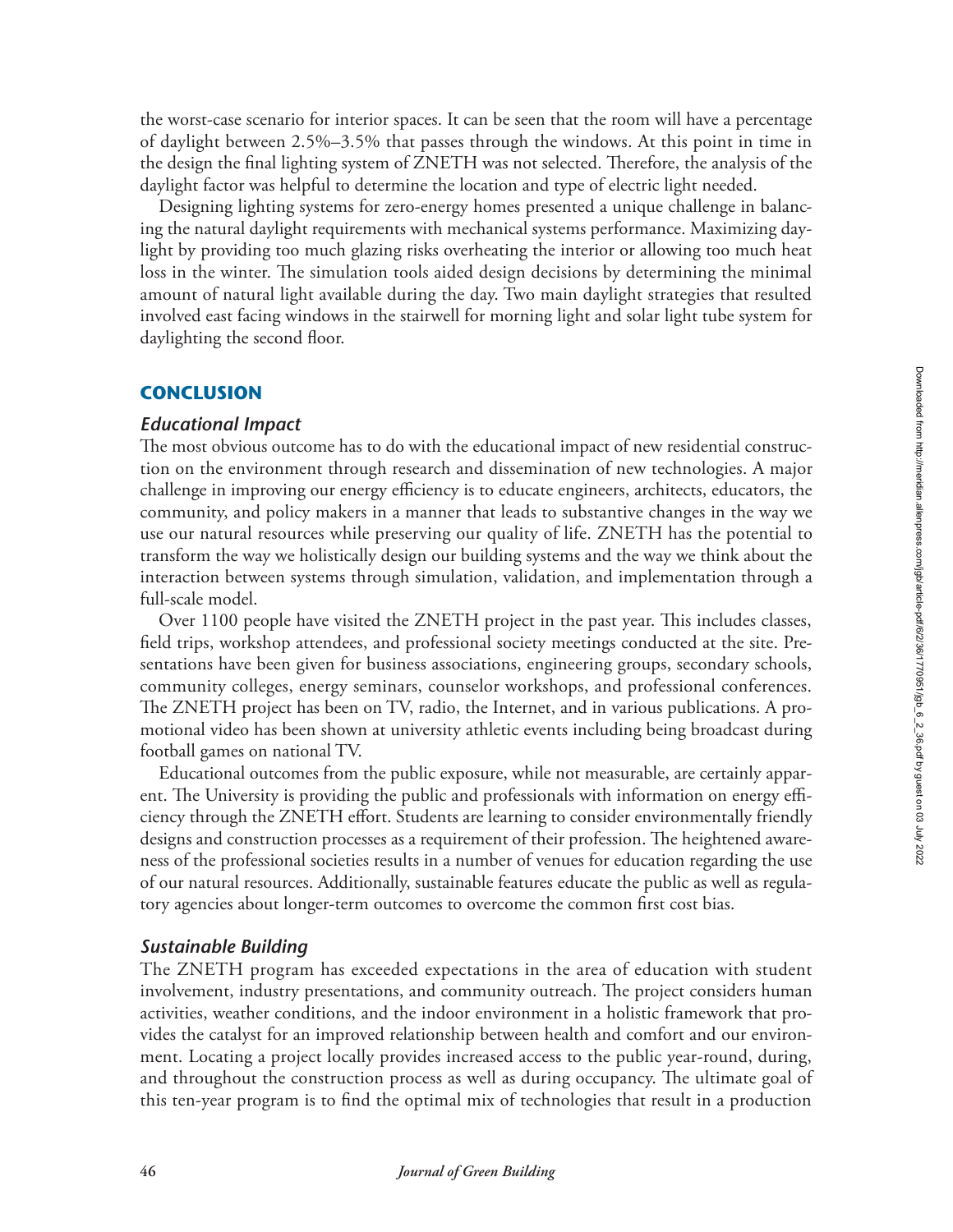the worst-case scenario for interior spaces. It can be seen that the room will have a percentage of daylight between 2.5%–3.5% that passes through the windows. At this point in time in the design the final lighting system of ZNETH was not selected. Therefore, the analysis of the daylight factor was helpful to determine the location and type of electric light needed.

Designing lighting systems for zero-energy homes presented a unique challenge in balancing the natural daylight requirements with mechanical systems performance. Maximizing daylight by providing too much glazing risks overheating the interior or allowing too much heat loss in the winter. The simulation tools aided design decisions by determining the minimal amount of natural light available during the day. Two main daylight strategies that resulted involved east facing windows in the stairwell for morning light and solar light tube system for daylighting the second floor.

## CONCLUSION

### *Educational Impact*

The most obvious outcome has to do with the educational impact of new residential construction on the environment through research and dissemination of new technologies. A major challenge in improving our energy efficiency is to educate engineers, architects, educators, the community, and policy makers in a manner that leads to substantive changes in the way we use our natural resources while preserving our quality of life. ZNETH has the potential to transform the way we holistically design our building systems and the way we think about the interaction between systems through simulation, validation, and implementation through a full-scale model.

Over 1100 people have visited the ZNETH project in the past year. This includes classes, field trips, workshop attendees, and professional society meetings conducted at the site. Presentations have been given for business associations, engineering groups, secondary schools, community colleges, energy seminars, counselor workshops, and professional conferences. The ZNETH project has been on TV, radio, the Internet, and in various publications. A promotional video has been shown at university athletic events including being broadcast during football games on national TV.

Educational outcomes from the public exposure, while not measurable, are certainly apparent. The University is providing the public and professionals with information on energy efficiency through the ZNETH effort. Students are learning to consider environmentally friendly designs and construction processes as a requirement of their profession. The heightened awareness of the professional societies results in a number of venues for education regarding the use of our natural resources. Additionally, sustainable features educate the public as well as regulatory agencies about longer-term outcomes to overcome the common first cost bias.

### *Sustainable Building*

The ZNETH program has exceeded expectations in the area of education with student involvement, industry presentations, and community outreach. The project considers human activities, weather conditions, and the indoor environment in a holistic framework that provides the catalyst for an improved relationship between health and comfort and our environment. Locating a project locally provides increased access to the public year-round, during, and throughout the construction process as well as during occupancy. The ultimate goal of this ten-year program is to find the optimal mix of technologies that result in a production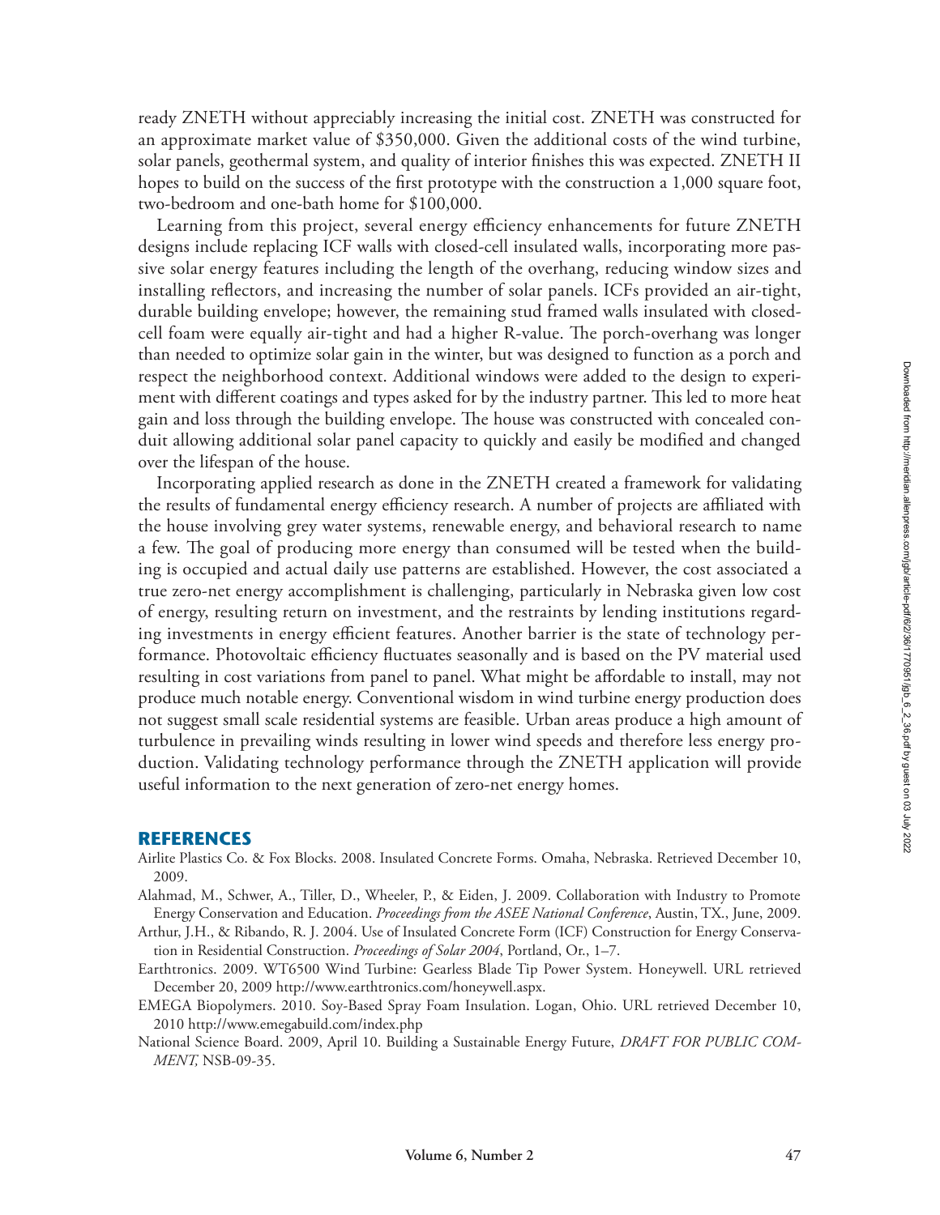ready ZNETH without appreciably increasing the initial cost. ZNETH was constructed for an approximate market value of $350,000. Given the additional costs of the wind turbine, solar panels, geothermal system, and quality of interior finishes this was expected. ZNETH II hopes to build on the success of the first prototype with the construction a 1,000 square foot, two-bedroom and one-bath home for $100,000.

Learning from this project, several energy efficiency enhancements for future ZNETH designs include replacing ICF walls with closed-cell insulated walls, incorporating more passive solar energy features including the length of the overhang, reducing window sizes and installing reflectors, and increasing the number of solar panels. ICFs provided an air-tight, durable building envelope; however, the remaining stud framed walls insulated with closed-cell foam were equally air-tight and had a higher R-value. The porch-overhang was longer than needed to optimize solar gain in the winter, but was designed to function as a porch and respect the neighborhood context. Additional windows were added to the design to experiment with different coatings and types asked for by the industry partner. This led to more heat gain and loss through the building envelope. The house was constructed with concealed conduit allowing additional solar panel capacity to quickly and easily be modified and changed over the lifespan of the house.

Incorporating applied research as done in the ZNETH created a framework for validating the results of fundamental energy efficiency research. A number of projects are affiliated with the house involving grey water systems, renewable energy, and behavioral research to name a few. The goal of producing more energy than consumed will be tested when the building is occupied and actual daily use patterns are established. However, the cost associated a true zero-net energy accomplishment is challenging, particularly in Nebraska given low cost of energy, resulting return on investment, and the restraints by lending institutions regarding investments in energy efficient features. Another barrier is the state of technology performance. Photovoltaic efficiency fluctuates seasonally and is based on the PV material used resulting in cost variations from panel to panel. What might be affordable to install, may not produce much notable energy. Conventional wisdom in wind turbine energy production does not suggest small scale residential systems are feasible. Urban areas produce a high amount of turbulence in prevailing winds resulting in lower wind speeds and therefore less energy production. Validating technology performance through the ZNETH application will provide useful information to the next generation of zero-net energy homes.

## REFERENCES

Airlite Plastics Co. & Fox Blocks. 2008. Insulated Concrete Forms. Omaha, Nebraska. Retrieved December 10, 2009.

Alahmad, M., Schwer, A., Tiller, D., Wheeler, P., & Eiden, J. 2009. Collaboration with Industry to Promote Energy Conservation and Education. *Proceedings from the ASEE National Conference*, Austin, TX., June, 2009.

Arthur, J.H., & Ribando, R. J. 2004. Use of Insulated Concrete Form (ICF) Construction for Energy Conservation in Residential Construction. *Proceedings of Solar 2004*, Portland, Or., 1–7.

Earthtronics. 2009. WT6500 Wind Turbine: Gearless Blade Tip Power System. Honeywell. URL retrieved December 20, 2009 http://www.earthtronics.com/honeywell.aspx.

EMEGA Biopolymers. 2010. Soy-Based Spray Foam Insulation. Logan, Ohio. URL retrieved December 10, 2010 http://www.emegabuild.com/index.php

National Science Board. 2009, April 10. Building a Sustainable Energy Future, *DRAFT FOR PUBLIC COMMENT,* NSB-09-35.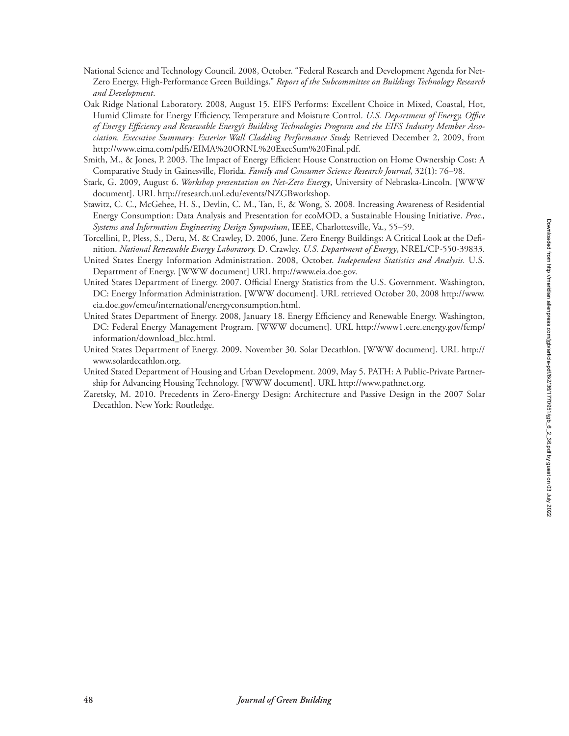National Science and Technology Council. 2008, October. "Federal Research and Development Agenda for Net-Zero Energy, High-Performance Green Buildings." *Report of the Subcommittee on Buildings Technology Research and Development*.

Oak Ridge National Laboratory. 2008, August 15. EIFS Performs: Excellent Choice in Mixed, Coastal, Hot, Humid Climate for Energy Efficiency, Temperature and Moisture Control. *U.S. Department of Energy, Office of Energy Efficiency and Renewable Energy's Building Technologies Program and the EIFS Industry Member Association. Executive Summary: Exterior Wall Cladding Performance Study.* Retrieved December 2, 2009, from http://www.eima.com/pdfs/EIMA%20ORNL%20ExecSum%20Final.pdf.

Smith, M., & Jones, P. 2003. The Impact of Energy Efficient House Construction on Home Ownership Cost: A Comparative Study in Gainesville, Florida. *Family and Consumer Science Research Journal*, 32(1): 76–98.

Stark, G. 2009, August 6. *Workshop presentation on Net-Zero Energy*, University of Nebraska-Lincoln. [WWW document]. URL http://research.unl.edu/events/NZGBworkshop.

Stawitz, C. C., McGehee, H. S., Devlin, C. M., Tan, F., & Wong, S. 2008. Increasing Awareness of Residential Energy Consumption: Data Analysis and Presentation for ecoMOD, a Sustainable Housing Initiative. *Proc., Systems and Information Engineering Design Symposium*, IEEE, Charlottesville, Va., 55–59.

Torcellini, P., Pless, S., Deru, M. & Crawley, D. 2006, June. Zero Energy Buildings: A Critical Look at the Definition. *National Renewable Energy Laboratory.* D. Crawley. *U.S. Department of Energy*, NREL/CP-550-39833.

United States Energy Information Administration. 2008, October. *Independent Statistics and Analysis.* U.S. Department of Energy. [WWW document] URL http://www.eia.doe.gov.

United States Department of Energy. 2007. Official Energy Statistics from the U.S. Government. Washington, DC: Energy Information Administration. [WWW document]. URL retrieved October 20, 2008 http://www.eia.doe.gov/emeu/international/energyconsumption.html.

United States Department of Energy. 2008, January 18. Energy Efficiency and Renewable Energy. Washington, DC: Federal Energy Management Program. [WWW document]. URL http://www1.eere.energy.gov/femp/information/download_blcc.html.

United States Department of Energy. 2009, November 30. Solar Decathlon. [WWW document]. URL http://www.solardecathlon.org.

United Stated Department of Housing and Urban Development. 2009, May 5. PATH: A Public-Private Partnership for Advancing Housing Technology. [WWW document]. URL http://www.pathnet.org.

Zaretsky, M. 2010. Precedents in Zero-Energy Design: Architecture and Passive Design in the 2007 Solar Decathlon. New York: Routledge.